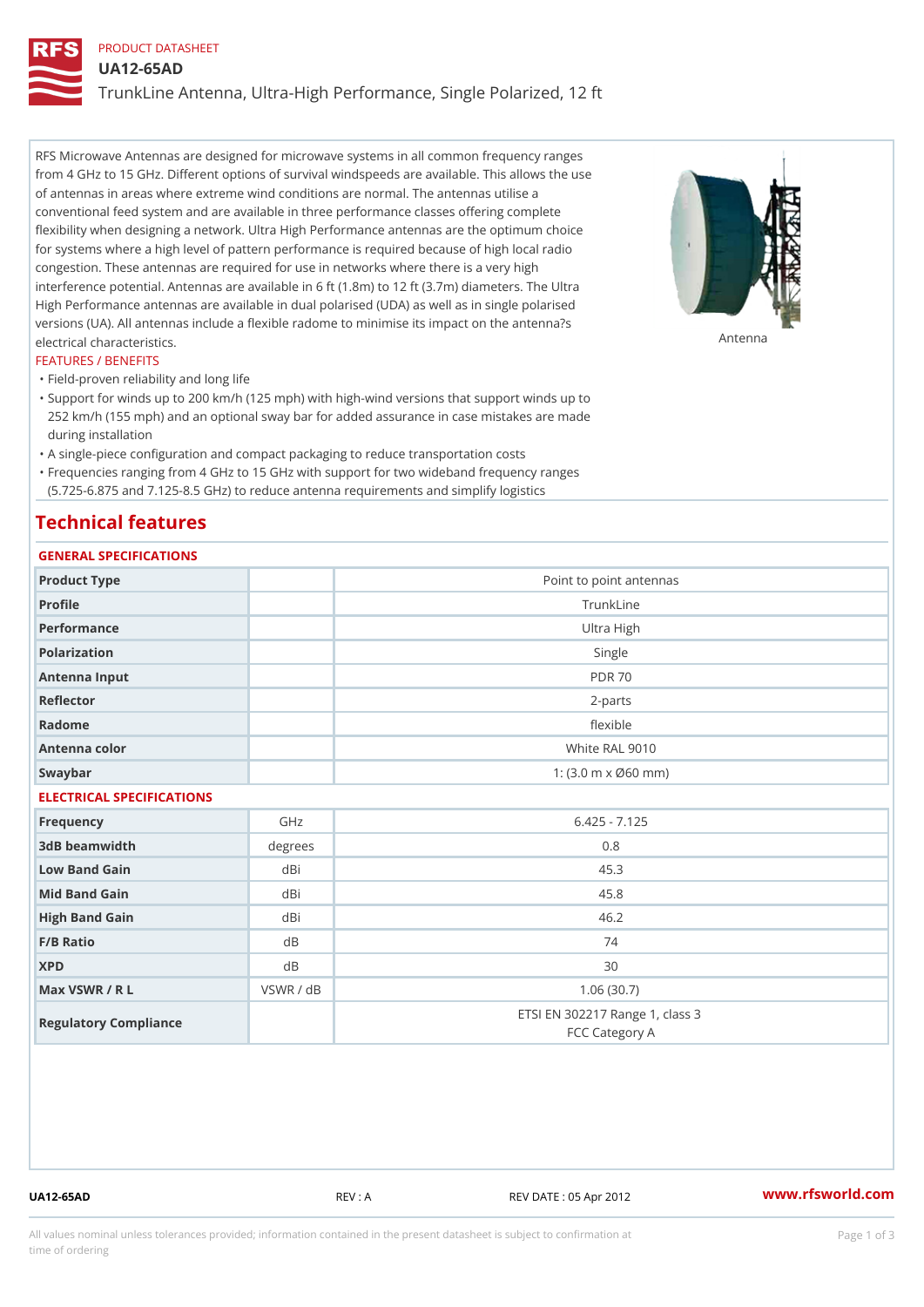PRODUCT DATASHEET

# UA12-65AD

## TrunkLine Antenna, Ultra-High Performance, Single Polarized, 12 ft

RFS Microwave Antennas are designed for microwave systems in all common frequency ranges from 4 GHz to 15 GHz. Different options of survival windspeeds are available. This allows the use of antennas in areas where extreme wind conditions are normal. The antennas utilise a conventional feed system and are available in three performance classes offering complete flexibility when designing a network. Ultra High Performance antennas are the optimum choice for systems where a high level of pattern performance is required because of high local radio congestion. These antennas are required for use in networks where there is a very high interference potential. Antennas are available in 6 ft (1.8m) to 12 ft (3.7m) diameters. The Ultra High Performance antennas are available in dual polarised (UDA) as well as in single polarised versions (UA). All antennas include a flexible radome to minimise its impact on the antenna?s electrical characteristics.

Antenna

### FEATURES / BENEFITS

- Field-proven reliability and long life
- Support for winds up to 200 km/h (125 mph) with high-wind versions that support winds up to 252 km/h (155 mph) and an optional sway bar for added assurance in case mistakes are made during installation
- A single-piece configuration and compact packaging to reduce transportation costs
- Frequencies ranging from 4 GHz to 15 GHz with support for two wideband frequency ranges (5.725-6.875 and 7.125-8.5 GHz) to reduce antenna requirements and simplify logistics

## Technical features

### GENERAL SPECIFICATIONS

| | | |
|---|---|---|
| Product Type | | Point to point antennas |
| Profile | | TrunkLine |
| Performance | | Ultra High |
| Polarization | | Single |
| Antenna Input | | PDR 70 |
| Reflector | | 2-parts |
| Radome | | flexible |
| Antenna color | | White RAL 9010 |
| Swaybar | | 1: (3.0 m x Ø60 mm) |

### ELECTRICAL SPECIFICATIONS

| | | |
|---|---|---|
| Frequency | GHz | 6.425 - 7.125 |
| 3dB beamwidth | degrees | 0.8 |
| Low Band Gain | dBi | 45.3 |
| Mid Band Gain | dBi | 45.8 |
| High Band Gain | dBi | 46.2 |
| F/B Ratio | dB | 74 |
| XPD | dB | 30 |
| Max VSWR / R L | VSWR / dB | 1.06 (30.7) |
| Regulatory Compliance | | ETSI EN 302217 Range 1, class 3<br>FCC Category A |

UA12-65AD REV : A REV DATE : 05 Apr 2012 www.rfsworld.com

All values nominal unless tolerances provided; information contained in the present datasheet is subject to confirmation at time of ordering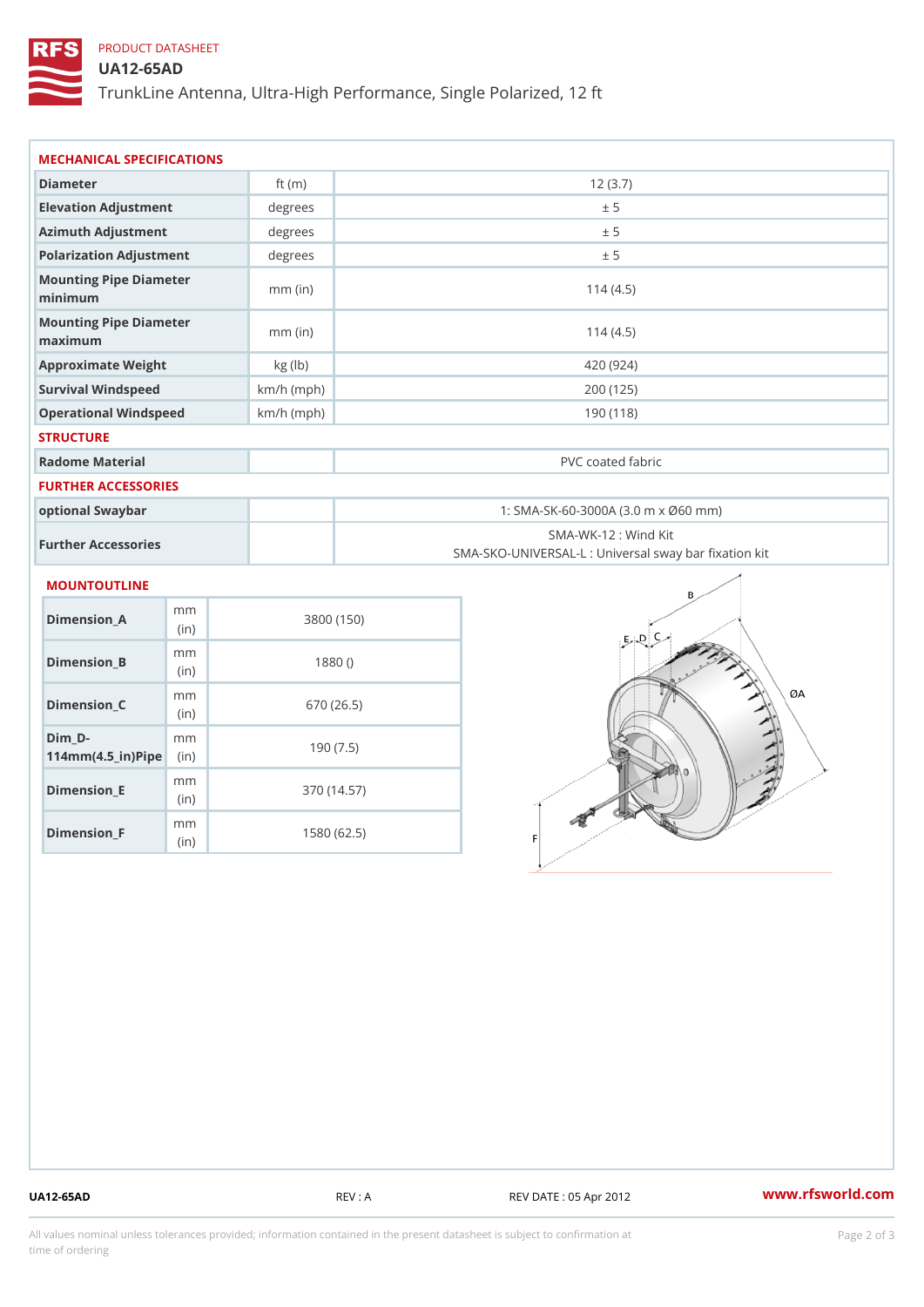PRODUCT DATASHEET

# UA12-65AD

TrunkLine Antenna, Ultra-High Performance, Single Polarized, 12 ft

## MECHANICAL SPECIFICATIONS

| | | |
|---|---|---|
| Diameter | ft (m) | 12 (3.7) |
| Elevation Adjustment | degrees | ± 5 |
| Azimuth Adjustment | degrees | ± 5 |
| Polarization Adjustment | degrees | ± 5 |
| Mounting Pipe Diameter minimum | mm (in) | 114 (4.5) |
| Mounting Pipe Diameter maximum | mm (in) | 114 (4.5) |
| Approximate Weight | kg (lb) | 420 (924) |
| Survival Windspeed | km/h (mph) | 200 (125) |
| Operational Windspeed | km/h (mph) | 190 (118) |

## STRUCTURE

| | | |
|---|---|---|
| Radome Material | | PVC coated fabric |

## FURTHER ACCESSORIES

| | | |
|---|---|---|
| optional Swaybar | | 1: SMA-SK-60-3000A (3.0 m x Ø60 mm) |
| Further Accessories | | SMA-WK-12 : Wind Kit<br>SMA-SKO-UNIVERSAL-L : Universal sway bar fixation kit |

## MOUNTOUTLINE

| | | |
|---|---|---|
| Dimension_A | mm (in) | 3800 (150) |
| Dimension_B | mm (in) | 1880 () |
| Dimension_C | mm (in) | 670 (26.5) |
| Dim_D-114mm(4.5_in)Pipe | mm (in) | 190 (7.5) |
| Dimension_E | mm (in) | 370 (14.57) |
| Dimension_F | mm (in) | 1580 (62.5) |

UA12-65AD REV : A REV DATE : 05 Apr 2012 www.rfsworld.com

All values nominal unless tolerances provided; information contained in the present datasheet is subject to confirmation at time of ordering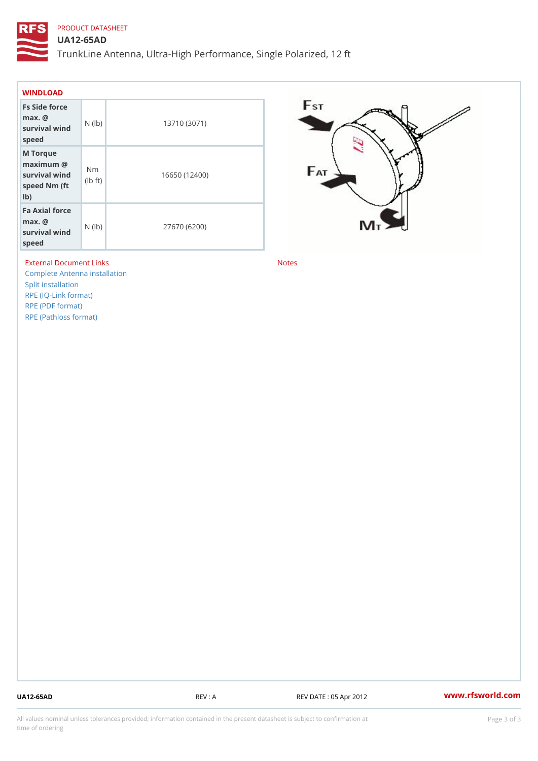PRODUCT DATASHEET

# UA12-65AD

TrunkLine Antenna, Ultra-High Performance, Single Polarized, 12 ft

## WINDLOAD

| | | |
|---|---|---|
| Fs Side force max. @ survival wind speed | N (lb) | 13710 (3071) |
| M Torque maximum @ survival wind speed Nm (ft lb) | Nm (lb ft) | 16650 (12400) |
| Fa Axial force max. @ survival wind speed | N (lb) | 27670 (6200) |

FST

FAT

MT

External Document Links

Complete Antenna installation

Split installation

RPE (IQ-Link format)

RPE (PDF format)

RPE (Pathloss format)

Notes

UA12-65AD REV : A REV DATE : 05 Apr 2012 www.rfsworld.com

All values nominal unless tolerances provided; information contained in the present datasheet is subject to confirmation at time of ordering